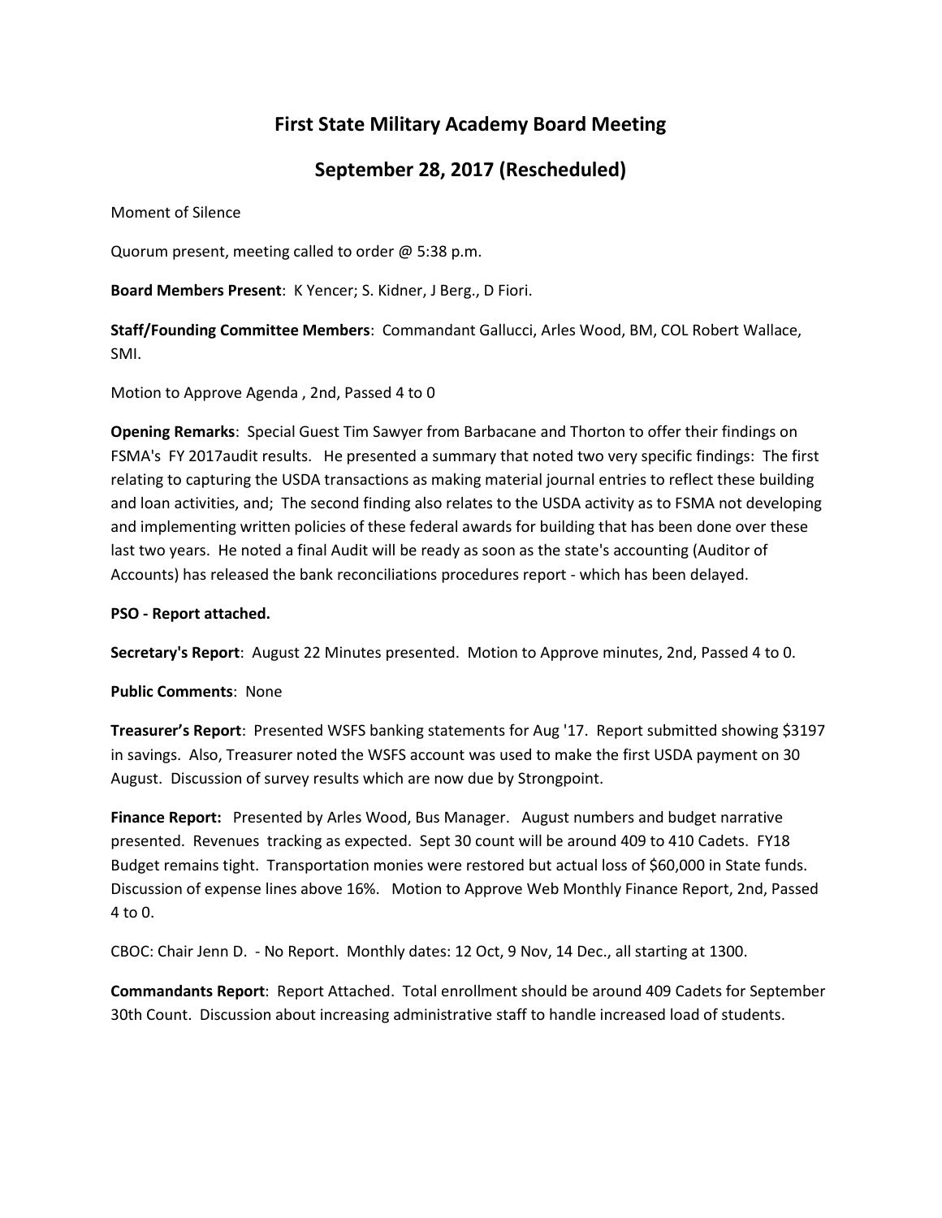# First State Military Academy Board Meeting

## September 28, 2017 (Rescheduled)

Moment of Silence

Quorum present, meeting called to order @ 5:38 p.m.

**Board Members Present**: K Yencer; S. Kidner, J Berg., D Fiori.

**Staff/Founding Committee Members**: Commandant Gallucci, Arles Wood, BM, COL Robert Wallace, SMI.

Motion to Approve Agenda , 2nd, Passed 4 to 0

**Opening Remarks**: Special Guest Tim Sawyer from Barbacane and Thorton to offer their findings on FSMA's FY 2017audit results. He presented a summary that noted two very specific findings: The first relating to capturing the USDA transactions as making material journal entries to reflect these building and loan activities, and; The second finding also relates to the USDA activity as to FSMA not developing and implementing written policies of these federal awards for building that has been done over these last two years. He noted a final Audit will be ready as soon as the state's accounting (Auditor of Accounts) has released the bank reconciliations procedures report - which has been delayed.

**PSO - Report attached.**

**Secretary's Report**: August 22 Minutes presented. Motion to Approve minutes, 2nd, Passed 4 to 0.

**Public Comments**: None

**Treasurer's Report**: Presented WSFS banking statements for Aug '17. Report submitted showing $3197 in savings. Also, Treasurer noted the WSFS account was used to make the first USDA payment on 30 August. Discussion of survey results which are now due by Strongpoint.

**Finance Report:** Presented by Arles Wood, Bus Manager. August numbers and budget narrative presented. Revenues tracking as expected. Sept 30 count will be around 409 to 410 Cadets. FY18 Budget remains tight. Transportation monies were restored but actual loss of $60,000 in State funds. Discussion of expense lines above 16%. Motion to Approve Web Monthly Finance Report, 2nd, Passed 4 to 0.

CBOC: Chair Jenn D. - No Report. Monthly dates: 12 Oct, 9 Nov, 14 Dec., all starting at 1300.

**Commandants Report**: Report Attached. Total enrollment should be around 409 Cadets for September 30th Count. Discussion about increasing administrative staff to handle increased load of students.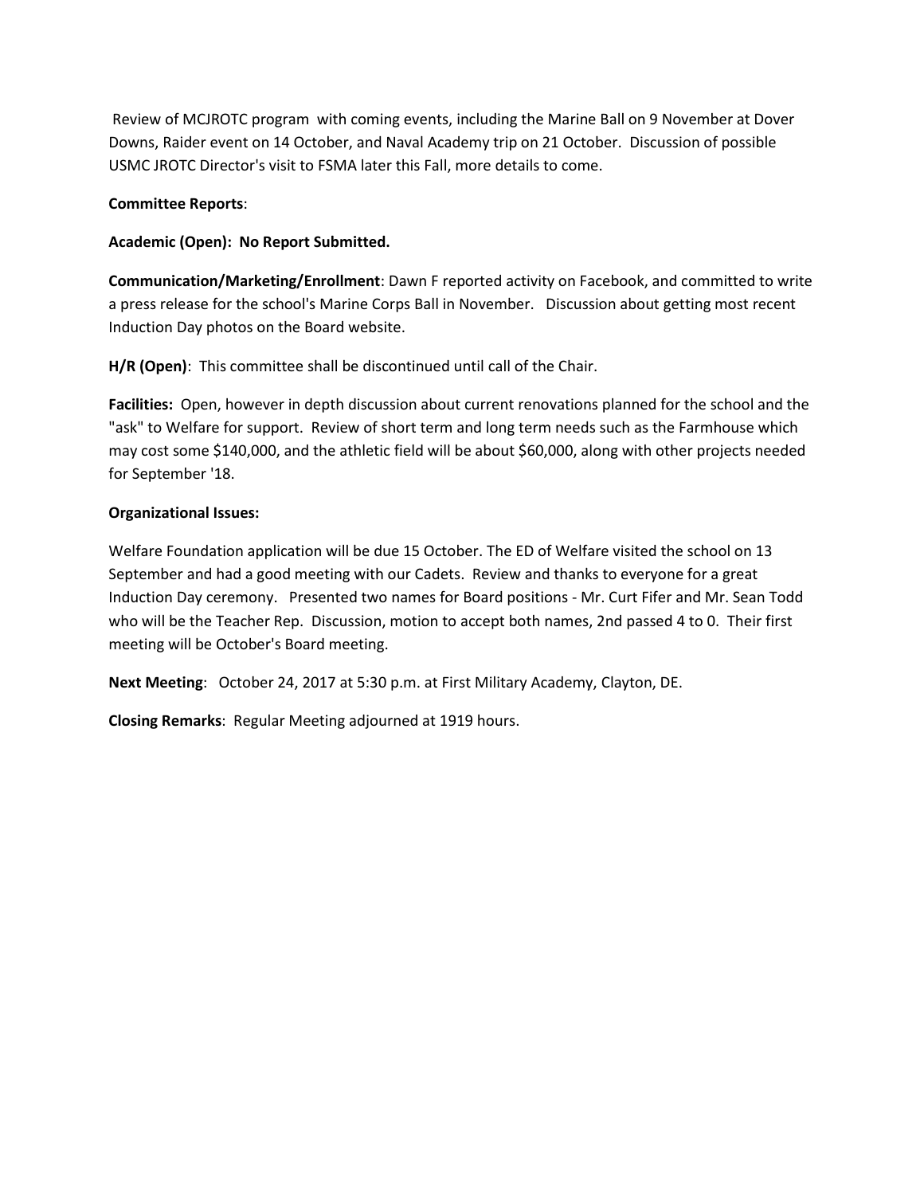Review of MCJROTC program with coming events, including the Marine Ball on 9 November at Dover Downs, Raider event on 14 October, and Naval Academy trip on 21 October. Discussion of possible USMC JROTC Director's visit to FSMA later this Fall, more details to come.

**Committee Reports**:

**Academic (Open): No Report Submitted.**

**Communication/Marketing/Enrollment**: Dawn F reported activity on Facebook, and committed to write a press release for the school's Marine Corps Ball in November. Discussion about getting most recent Induction Day photos on the Board website.

**H/R (Open)**: This committee shall be discontinued until call of the Chair.

**Facilities:** Open, however in depth discussion about current renovations planned for the school and the "ask" to Welfare for support. Review of short term and long term needs such as the Farmhouse which may cost some $140,000, and the athletic field will be about $60,000, along with other projects needed for September '18.

**Organizational Issues:**

Welfare Foundation application will be due 15 October. The ED of Welfare visited the school on 13 September and had a good meeting with our Cadets. Review and thanks to everyone for a great Induction Day ceremony. Presented two names for Board positions - Mr. Curt Fifer and Mr. Sean Todd who will be the Teacher Rep. Discussion, motion to accept both names, 2nd passed 4 to 0. Their first meeting will be October's Board meeting.

**Next Meeting**: October 24, 2017 at 5:30 p.m. at First Military Academy, Clayton, DE.

**Closing Remarks**: Regular Meeting adjourned at 1919 hours.